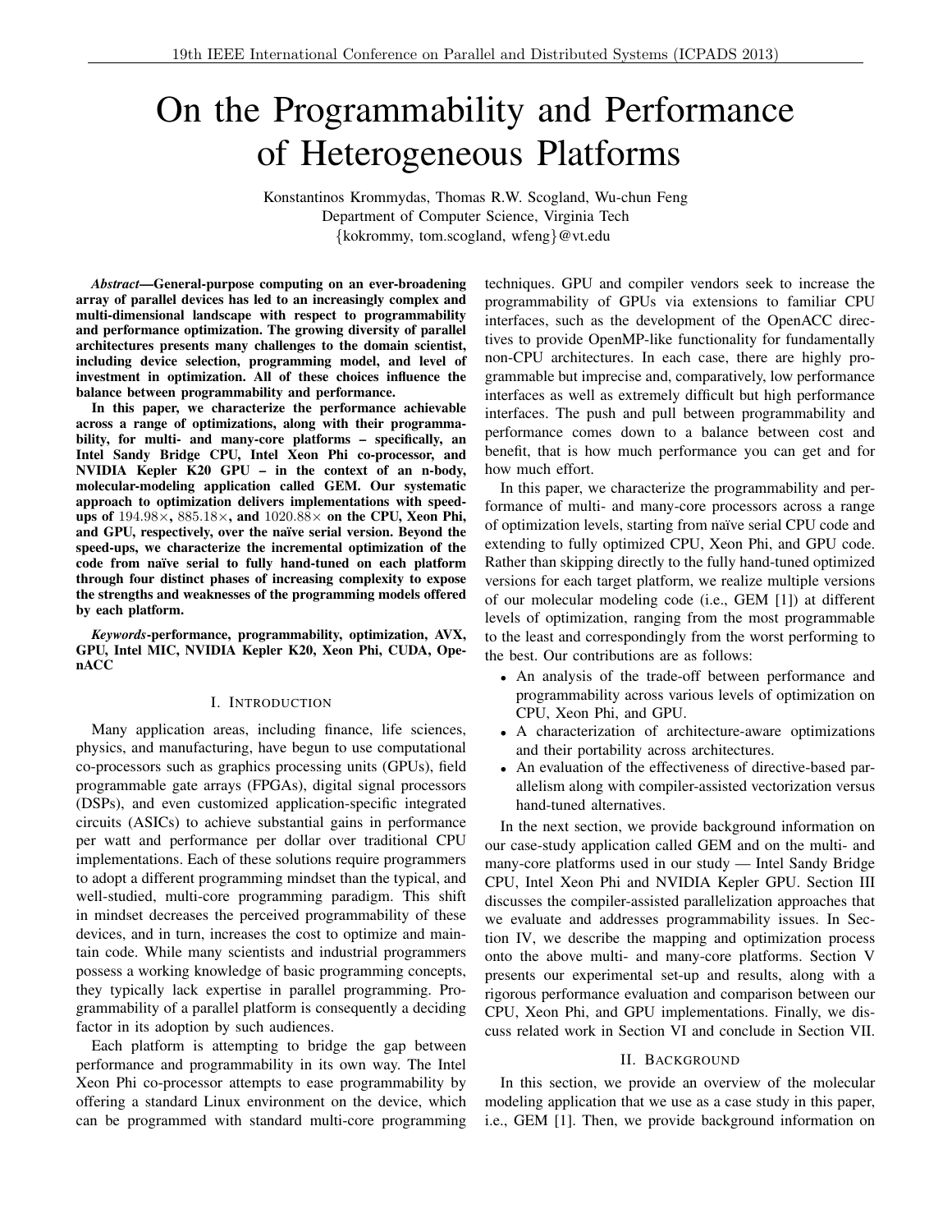# On the Programmability and Performance of Heterogeneous Platforms

Konstantinos Krommydas, Thomas R.W. Scogland, Wu-chun Feng
Department of Computer Science, Virginia Tech
{kokrommy, tom.scogland, wfeng}@vt.edu

***Abstract*—General-purpose computing on an ever-broadening array of parallel devices has led to an increasingly complex and multi-dimensional landscape with respect to programmability and performance optimization. The growing diversity of parallel architectures presents many challenges to the domain scientist, including device selection, programming model, and level of investment in optimization. All of these choices influence the balance between programmability and performance.**

**In this paper, we characterize the performance achievable across a range of optimizations, along with their programmability, for multi- and many-core platforms – specifically, an Intel Sandy Bridge CPU, Intel Xeon Phi co-processor, and NVIDIA Kepler K20 GPU – in the context of an n-body, molecular-modeling application called GEM. Our systematic approach to optimization delivers implementations with speed-ups of $194.98\times$, $885.18\times$, and $1020.88\times$ on the CPU, Xeon Phi, and GPU, respectively, over the naïve serial version. Beyond the speed-ups, we characterize the incremental optimization of the code from naïve serial to fully hand-tuned on each platform through four distinct phases of increasing complexity to expose the strengths and weaknesses of the programming models offered by each platform.**

***Keywords*-performance, programmability, optimization, AVX, GPU, Intel MIC, NVIDIA Kepler K20, Xeon Phi, CUDA, OpenACC**

## I. Introduction

Many application areas, including finance, life sciences, physics, and manufacturing, have begun to use computational co-processors such as graphics processing units (GPUs), field programmable gate arrays (FPGAs), digital signal processors (DSPs), and even customized application-specific integrated circuits (ASICs) to achieve substantial gains in performance per watt and performance per dollar over traditional CPU implementations. Each of these solutions require programmers to adopt a different programming mindset than the typical, and well-studied, multi-core programming paradigm. This shift in mindset decreases the perceived programmability of these devices, and in turn, increases the cost to optimize and maintain code. While many scientists and industrial programmers possess a working knowledge of basic programming concepts, they typically lack expertise in parallel programming. Programmability of a parallel platform is consequently a deciding factor in its adoption by such audiences.

Each platform is attempting to bridge the gap between performance and programmability in its own way. The Intel Xeon Phi co-processor attempts to ease programmability by offering a standard Linux environment on the device, which can be programmed with standard multi-core programming techniques. GPU and compiler vendors seek to increase the programmability of GPUs via extensions to familiar CPU interfaces, such as the development of the OpenACC directives to provide OpenMP-like functionality for fundamentally non-CPU architectures. In each case, there are highly programmable but imprecise and, comparatively, low performance interfaces as well as extremely difficult but high performance interfaces. The push and pull between programmability and performance comes down to a balance between cost and benefit, that is how much performance you can get and for how much effort.

In this paper, we characterize the programmability and performance of multi- and many-core processors across a range of optimization levels, starting from naïve serial CPU code and extending to fully optimized CPU, Xeon Phi, and GPU code. Rather than skipping directly to the fully hand-tuned optimized versions for each target platform, we realize multiple versions of our molecular modeling code (i.e., GEM [1]) at different levels of optimization, ranging from the most programmable to the least and correspondingly from the worst performing to the best. Our contributions are as follows:

- An analysis of the trade-off between performance and programmability across various levels of optimization on CPU, Xeon Phi, and GPU.
- A characterization of architecture-aware optimizations and their portability across architectures.
- An evaluation of the effectiveness of directive-based parallelism along with compiler-assisted vectorization versus hand-tuned alternatives.

In the next section, we provide background information on our case-study application called GEM and on the multi- and many-core platforms used in our study — Intel Sandy Bridge CPU, Intel Xeon Phi and NVIDIA Kepler GPU. Section III discusses the compiler-assisted parallelization approaches that we evaluate and addresses programmability issues. In Section IV, we describe the mapping and optimization process onto the above multi- and many-core platforms. Section V presents our experimental set-up and results, along with a rigorous performance evaluation and comparison between our CPU, Xeon Phi, and GPU implementations. Finally, we discuss related work in Section VI and conclude in Section VII.

## II. Background

In this section, we provide an overview of the molecular modeling application that we use as a case study in this paper, i.e., GEM [1]. Then, we provide background information on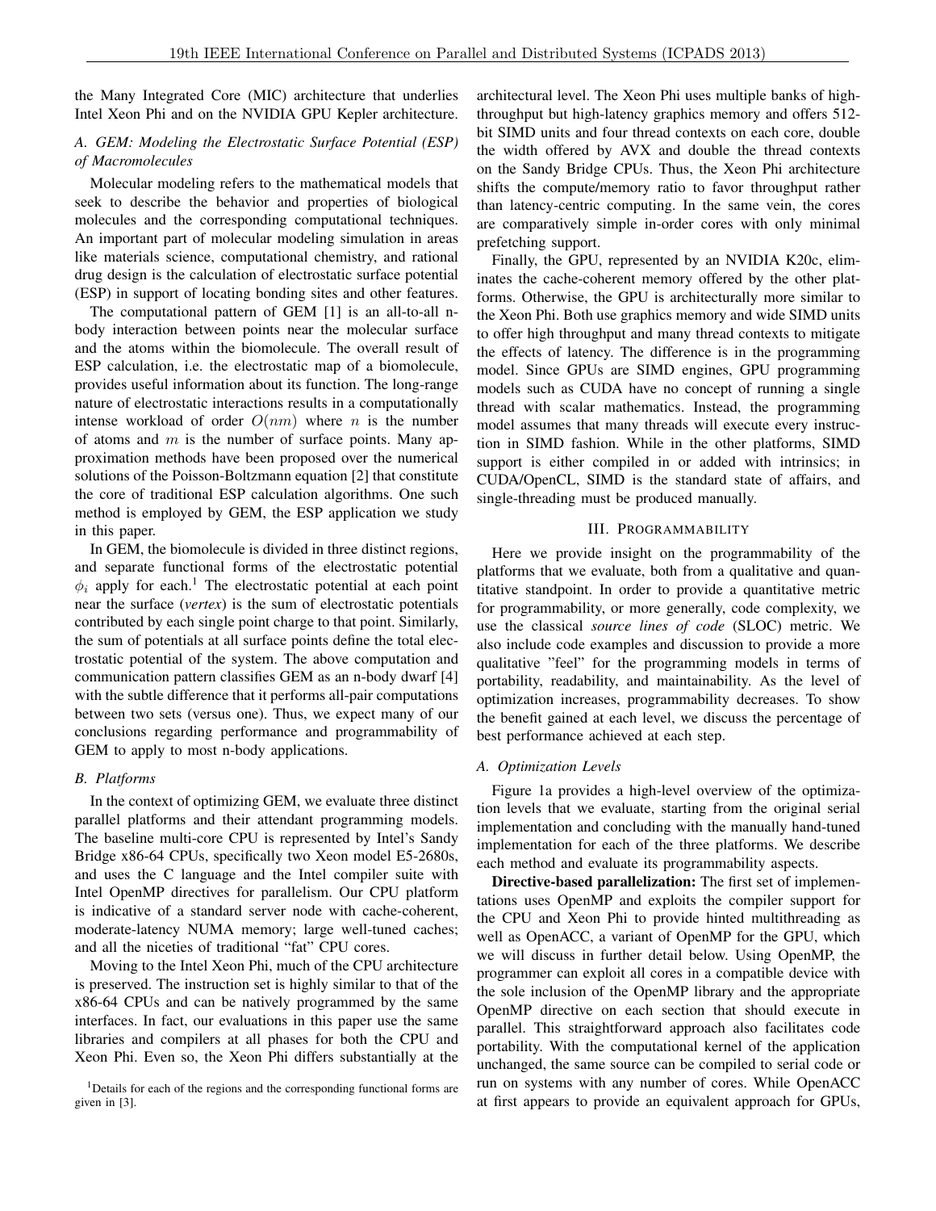the Many Integrated Core (MIC) architecture that underlies Intel Xeon Phi and on the NVIDIA GPU Kepler architecture.

### A. GEM: Modeling the Electrostatic Surface Potential (ESP) of Macromolecules

Molecular modeling refers to the mathematical models that seek to describe the behavior and properties of biological molecules and the corresponding computational techniques. An important part of molecular modeling simulation in areas like materials science, computational chemistry, and rational drug design is the calculation of electrostatic surface potential (ESP) in support of locating bonding sites and other features.

The computational pattern of GEM [1] is an all-to-all n-body interaction between points near the molecular surface and the atoms within the biomolecule. The overall result of ESP calculation, i.e. the electrostatic map of a biomolecule, provides useful information about its function. The long-range nature of electrostatic interactions results in a computationally intense workload of order $O(nm)$ where $n$ is the number of atoms and $m$ is the number of surface points. Many approximation methods have been proposed over the numerical solutions of the Poisson-Boltzmann equation [2] that constitute the core of traditional ESP calculation algorithms. One such method is employed by GEM, the ESP application we study in this paper.

In GEM, the biomolecule is divided in three distinct regions, and separate functional forms of the electrostatic potential $\phi_i$ apply for each.[1] The electrostatic potential at each point near the surface (*vertex*) is the sum of electrostatic potentials contributed by each single point charge to that point. Similarly, the sum of potentials at all surface points define the total electrostatic potential of the system. The above computation and communication pattern classifies GEM as an n-body dwarf [4] with the subtle difference that it performs all-pair computations between two sets (versus one). Thus, we expect many of our conclusions regarding performance and programmability of GEM to apply to most n-body applications.

### B. Platforms

In the context of optimizing GEM, we evaluate three distinct parallel platforms and their attendant programming models. The baseline multi-core CPU is represented by Intel's Sandy Bridge x86-64 CPUs, specifically two Xeon model E5-2680s, and uses the C language and the Intel compiler suite with Intel OpenMP directives for parallelism. Our CPU platform is indicative of a standard server node with cache-coherent, moderate-latency NUMA memory; large well-tuned caches; and all the niceties of traditional "fat" CPU cores.

Moving to the Intel Xeon Phi, much of the CPU architecture is preserved. The instruction set is highly similar to that of the x86-64 CPUs and can be natively programmed by the same interfaces. In fact, our evaluations in this paper use the same libraries and compilers at all phases for both the CPU and Xeon Phi. Even so, the Xeon Phi differs substantially at the architectural level. The Xeon Phi uses multiple banks of high-throughput but high-latency graphics memory and offers 512-bit SIMD units and four thread contexts on each core, double the width offered by AVX and double the thread contexts on the Sandy Bridge CPUs. Thus, the Xeon Phi architecture shifts the compute/memory ratio to favor throughput rather than latency-centric computing. In the same vein, the cores are comparatively simple in-order cores with only minimal prefetching support.

Finally, the GPU, represented by an NVIDIA K20c, eliminates the cache-coherent memory offered by the other platforms. Otherwise, the GPU is architecturally more similar to the Xeon Phi. Both use graphics memory and wide SIMD units to offer high throughput and many thread contexts to mitigate the effects of latency. The difference is in the programming model. Since GPUs are SIMD engines, GPU programming models such as CUDA have no concept of running a single thread with scalar mathematics. Instead, the programming model assumes that many threads will execute every instruction in SIMD fashion. While in the other platforms, SIMD support is either compiled in or added with intrinsics; in CUDA/OpenCL, SIMD is the standard state of affairs, and single-threading must be produced manually.

## III. Programmability

Here we provide insight on the programmability of the platforms that we evaluate, both from a qualitative and quantitative standpoint. In order to provide a quantitative metric for programmability, or more generally, code complexity, we use the classical *source lines of code* (SLOC) metric. We also include code examples and discussion to provide a more qualitative "feel" for the programming models in terms of portability, readability, and maintainability. As the level of optimization increases, programmability decreases. To show the benefit gained at each level, we discuss the percentage of best performance achieved at each step.

### A. Optimization Levels

Figure 1a provides a high-level overview of the optimization levels that we evaluate, starting from the original serial implementation and concluding with the manually hand-tuned implementation for each of the three platforms. We describe each method and evaluate its programmability aspects.

**Directive-based parallelization:** The first set of implementations uses OpenMP and exploits the compiler support for the CPU and Xeon Phi to provide hinted multithreading as well as OpenACC, a variant of OpenMP for the GPU, which we will discuss in further detail below. Using OpenMP, the programmer can exploit all cores in a compatible device with the sole inclusion of the OpenMP library and the appropriate OpenMP directive on each section that should execute in parallel. This straightforward approach also facilitates code portability. With the computational kernel of the application unchanged, the same source can be compiled to serial code or run on systems with any number of cores. While OpenACC at first appears to provide an equivalent approach for GPUs,

[1] Details for each of the regions and the corresponding functional forms are given in [3].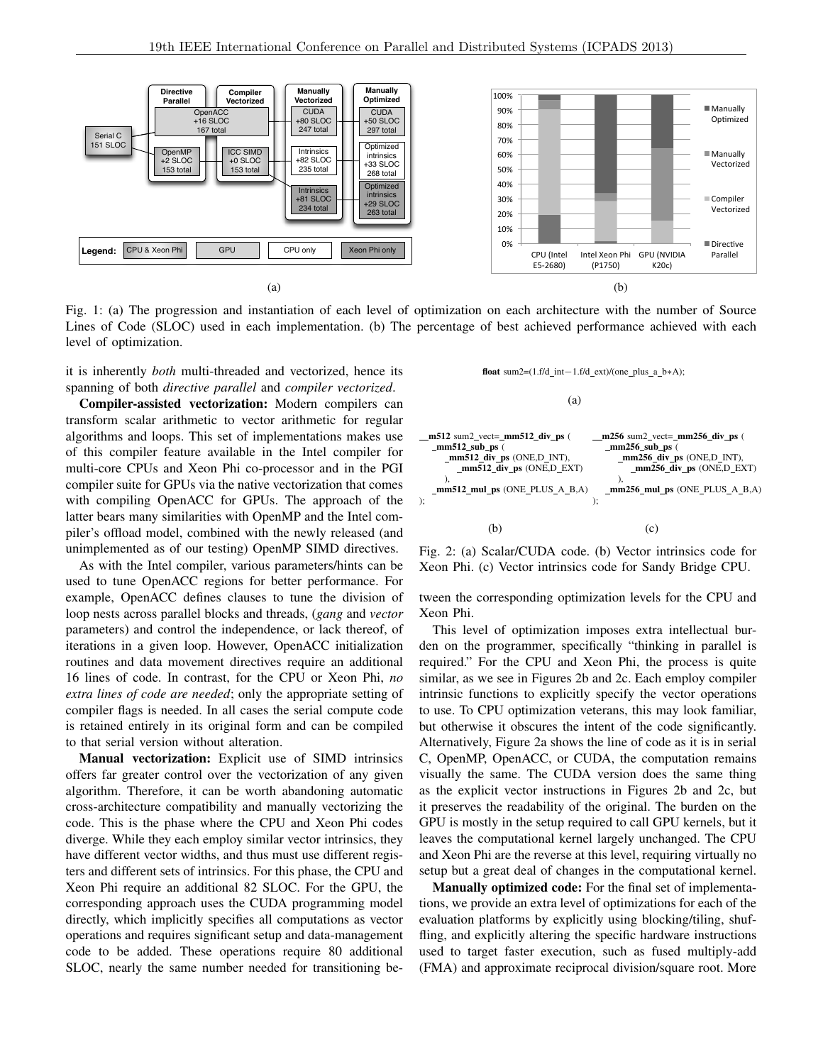Fig. 1: (a) The progression and instantiation of each level of optimization on each architecture with the number of Source Lines of Code (SLOC) used in each implementation. (b) The percentage of best achieved performance achieved with each level of optimization.

it is inherently *both* multi-threaded and vectorized, hence its spanning of both *directive parallel* and *compiler vectorized*.

**Compiler-assisted vectorization:** Modern compilers can transform scalar arithmetic to vector arithmetic for regular algorithms and loops. This set of implementations makes use of this compiler feature available in the Intel compiler for multi-core CPUs and Xeon Phi co-processor and in the PGI compiler suite for GPUs via the native vectorization that comes with compiling OpenACC for GPUs. The approach of the latter bears many similarities with OpenMP and the Intel compiler's offload model, combined with the newly released (and unimplemented as of our testing) OpenMP SIMD directives.

As with the Intel compiler, various parameters/hints can be used to tune OpenACC regions for better performance. For example, OpenACC defines clauses to tune the division of loop nests across parallel blocks and threads, (*gang* and *vector* parameters) and control the independence, or lack thereof, of iterations in a given loop. However, OpenACC initialization routines and data movement directives require an additional 16 lines of code. In contrast, for the CPU or Xeon Phi, *no extra lines of code are needed*; only the appropriate setting of compiler flags is needed. In all cases the serial compute code is retained entirely in its original form and can be compiled to that serial version without alteration.

**Manual vectorization:** Explicit use of SIMD intrinsics offers far greater control over the vectorization of any given algorithm. Therefore, it can be worth abandoning automatic cross-architecture compatibility and manually vectorizing the code. This is the phase where the CPU and Xeon Phi codes diverge. While they each employ similar vector intrinsics, they have different vector widths, and thus must use different registers and different sets of intrinsics. For this phase, the CPU and Xeon Phi require an additional 82 SLOC. For the GPU, the corresponding approach uses the CUDA programming model directly, which implicitly specifies all computations as vector operations and requires significant setup and data-management code to be added. These operations require 80 additional SLOC, nearly the same number needed for transitioning between the corresponding optimization levels for the CPU and Xeon Phi.

```
float sum2=(1.f/d_int−1.f/d_ext)/(one_plus_a_b∗A);
```

(a)

```
__m512 sum2_vect=_mm512_div_ps (
  _mm512_sub_ps (
    _mm512_div_ps (ONE,D_INT),
      _mm512_div_ps (ONE,D_EXT)
  ),
  _mm512_mul_ps (ONE_PLUS_A_B,A)
);
```

(b)

```
__m256 sum2_vect=_mm256_div_ps (
  _mm256_sub_ps (
    _mm256_div_ps (ONE,D_INT),
      _mm256_div_ps (ONE,D_EXT)
  ),
  _mm256_mul_ps (ONE_PLUS_A_B,A)
);
```

(c)

Fig. 2: (a) Scalar/CUDA code. (b) Vector intrinsics code for Xeon Phi. (c) Vector intrinsics code for Sandy Bridge CPU.

This level of optimization imposes extra intellectual burden on the programmer, specifically "thinking in parallel is required." For the CPU and Xeon Phi, the process is quite similar, as we see in Figures 2b and 2c. Each employ compiler intrinsic functions to explicitly specify the vector operations to use. To CPU optimization veterans, this may look familiar, but otherwise it obscures the intent of the code significantly. Alternatively, Figure 2a shows the line of code as it is in serial C, OpenMP, OpenACC, or CUDA, the computation remains visually the same. The CUDA version does the same thing as the explicit vector instructions in Figures 2b and 2c, but it preserves the readability of the original. The burden on the GPU is mostly in the setup required to call GPU kernels, but it leaves the computational kernel largely unchanged. The CPU and Xeon Phi are the reverse at this level, requiring virtually no setup but a great deal of changes in the computational kernel.

**Manually optimized code:** For the final set of implementations, we provide an extra level of optimizations for each of the evaluation platforms by explicitly using blocking/tiling, shuffling, and explicitly altering the specific hardware instructions used to target faster execution, such as fused multiply-add (FMA) and approximate reciprocal division/square root. More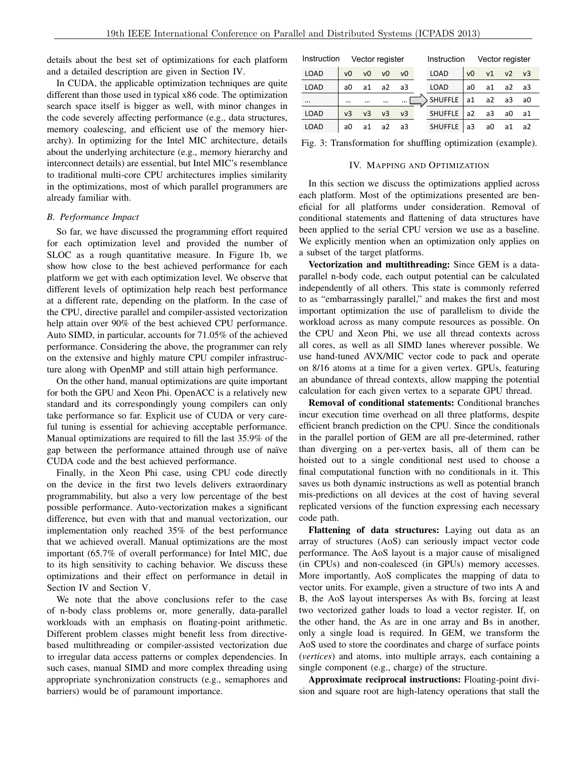details about the best set of optimizations for each platform and a detailed description are given in Section IV.

In CUDA, the applicable optimization techniques are quite different than those used in typical x86 code. The optimization search space itself is bigger as well, with minor changes in the code severely affecting performance (e.g., data structures, memory coalescing, and efficient use of the memory hierarchy). In optimizing for the Intel MIC architecture, details about the underlying architecture (e.g., memory hierarchy and interconnect details) are essential, but Intel MIC's resemblance to traditional multi-core CPU architectures implies similarity in the optimizations, most of which parallel programmers are already familiar with.

### B. Performance Impact

So far, we have discussed the programming effort required for each optimization level and provided the number of SLOC as a rough quantitative measure. In Figure 1b, we show how close to the best achieved performance for each platform we get with each optimization level. We observe that different levels of optimization help reach best performance at a different rate, depending on the platform. In the case of the CPU, directive parallel and compiler-assisted vectorization help attain over 90% of the best achieved CPU performance. Auto SIMD, in particular, accounts for 71.05% of the achieved performance. Considering the above, the programmer can rely on the extensive and highly mature CPU compiler infrastructure along with OpenMP and still attain high performance.

On the other hand, manual optimizations are quite important for both the GPU and Xeon Phi. OpenACC is a relatively new standard and its correspondingly young compilers can only take performance so far. Explicit use of CUDA or very careful tuning is essential for achieving acceptable performance. Manual optimizations are required to fill the last 35.9% of the gap between the performance attained through use of naïve CUDA code and the best achieved performance.

Finally, in the Xeon Phi case, using CPU code directly on the device in the first two levels delivers extraordinary programmability, but also a very low percentage of the best possible performance. Auto-vectorization makes a significant difference, but even with that and manual vectorization, our implementation only reached 35% of the best performance that we achieved overall. Manual optimizations are the most important (65.7% of overall performance) for Intel MIC, due to its high sensitivity to caching behavior. We discuss these optimizations and their effect on performance in detail in Section IV and Section V.

We note that the above conclusions refer to the case of n-body class problems or, more generally, data-parallel workloads with an emphasis on floating-point arithmetic. Different problem classes might benefit less from directive-based multithreading or compiler-assisted vectorization due to irregular data access patterns or complex dependencies. In such cases, manual SIMD and more complex threading using appropriate synchronization constructs (e.g., semaphores and barriers) would be of paramount importance.

| Instruction | Vector register | | | | Instruction | Vector register | | | |
|---|---|---|---|---|---|---|---|---|---|
| LOAD | v0 | v0 | v0 | v0 | LOAD | v0 | v1 | v2 | v3 |
| LOAD | a0 | a1 | a2 | a3 | LOAD | a0 | a1 | a2 | a3 |
| … | … | … | … | … | SHUFFLE | a1 | a2 | a3 | a0 |
| LOAD | v3 | v3 | v3 | v3 | SHUFFLE | a2 | a3 | a0 | a1 |
| LOAD | a0 | a1 | a2 | a3 | SHUFFLE | a3 | a0 | a1 | a2 |

Fig. 3: Transformation for shuffling optimization (example).

## IV. Mapping and Optimization

In this section we discuss the optimizations applied across each platform. Most of the optimizations presented are beneficial for all platforms under consideration. Removal of conditional statements and flattening of data structures have been applied to the serial CPU version we use as a baseline. We explicitly mention when an optimization only applies on a subset of the target platforms.

**Vectorization and multithreading:** Since GEM is a data-parallel n-body code, each output potential can be calculated independently of all others. This state is commonly referred to as "embarrassingly parallel," and makes the first and most important optimization the use of parallelism to divide the workload across as many compute resources as possible. On the CPU and Xeon Phi, we use all thread contexts across all cores, as well as all SIMD lanes wherever possible. We use hand-tuned AVX/MIC vector code to pack and operate on 8/16 atoms at a time for a given vertex. GPUs, featuring an abundance of thread contexts, allow mapping the potential calculation for each given vertex to a separate GPU thread.

**Removal of conditional statements:** Conditional branches incur execution time overhead on all three platforms, despite efficient branch prediction on the CPU. Since the conditionals in the parallel portion of GEM are all pre-determined, rather than diverging on a per-vertex basis, all of them can be hoisted out to a single conditional nest used to choose a final computational function with no conditionals in it. This saves us both dynamic instructions as well as potential branch mis-predictions on all devices at the cost of having several replicated versions of the function expressing each necessary code path.

**Flattening of data structures:** Laying out data as an array of structures (AoS) can seriously impact vector code performance. The AoS layout is a major cause of misaligned (in CPUs) and non-coalesced (in GPUs) memory accesses. More importantly, AoS complicates the mapping of data to vector units. For example, given a structure of two ints A and B, the AoS layout intersperses As with Bs, forcing at least two vectorized gather loads to load a vector register. If, on the other hand, the As are in one array and Bs in another, only a single load is required. In GEM, we transform the AoS used to store the coordinates and charge of surface points (*vertices*) and atoms, into multiple arrays, each containing a single component (e.g., charge) of the structure.

**Approximate reciprocal instructions:** Floating-point division and square root are high-latency operations that stall the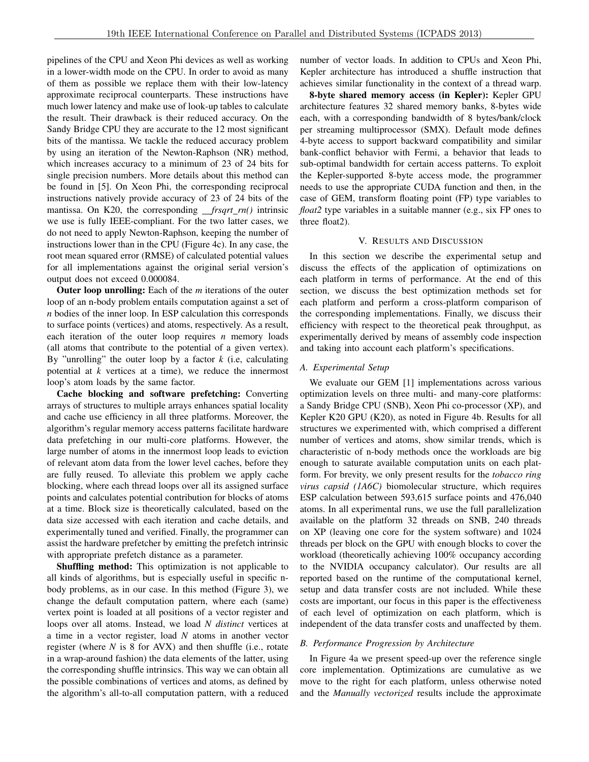pipelines of the CPU and Xeon Phi devices as well as working in a lower-width mode on the CPU. In order to avoid as many of them as possible we replace them with their low-latency approximate reciprocal counterparts. These instructions have much lower latency and make use of look-up tables to calculate the result. Their drawback is their reduced accuracy. On the Sandy Bridge CPU they are accurate to the 12 most significant bits of the mantissa. We tackle the reduced accuracy problem by using an iteration of the Newton-Raphson (NR) method, which increases accuracy to a minimum of 23 of 24 bits for single precision numbers. More details about this method can be found in [5]. On Xeon Phi, the corresponding reciprocal instructions natively provide accuracy of 23 of 24 bits of the mantissa. On K20, the corresponding *__frsqrt_rn()* intrinsic we use is fully IEEE-compliant. For the two latter cases, we do not need to apply Newton-Raphson, keeping the number of instructions lower than in the CPU (Figure 4c). In any case, the root mean squared error (RMSE) of calculated potential values for all implementations against the original serial version's output does not exceed 0.000084.

**Outer loop unrolling:** Each of the *m* iterations of the outer loop of an n-body problem entails computation against a set of *n* bodies of the inner loop. In ESP calculation this corresponds to surface points (vertices) and atoms, respectively. As a result, each iteration of the outer loop requires *n* memory loads (all atoms that contribute to the potential of a given vertex). By "unrolling" the outer loop by a factor *k* (i.e, calculating potential at *k* vertices at a time), we reduce the innermost loop's atom loads by the same factor.

**Cache blocking and software prefetching:** Converting arrays of structures to multiple arrays enhances spatial locality and cache use efficiency in all three platforms. Moreover, the algorithm's regular memory access patterns facilitate hardware data prefetching in our multi-core platforms. However, the large number of atoms in the innermost loop leads to eviction of relevant atom data from the lower level caches, before they are fully reused. To alleviate this problem we apply cache blocking, where each thread loops over all its assigned surface points and calculates potential contribution for blocks of atoms at a time. Block size is theoretically calculated, based on the data size accessed with each iteration and cache details, and experimentally tuned and verified. Finally, the programmer can assist the hardware prefetcher by emitting the prefetch intrinsic with appropriate prefetch distance as a parameter.

**Shuffling method:** This optimization is not applicable to all kinds of algorithms, but is especially useful in specific n-body problems, as in our case. In this method (Figure 3), we change the default computation pattern, where each (same) vertex point is loaded at all positions of a vector register and loops over all atoms. Instead, we load *N distinct* vertices at a time in a vector register, load *N* atoms in another vector register (where *N* is 8 for AVX) and then shuffle (i.e., rotate in a wrap-around fashion) the data elements of the latter, using the corresponding shuffle intrinsics. This way we can obtain all the possible combinations of vertices and atoms, as defined by the algorithm's all-to-all computation pattern, with a reduced number of vector loads. In addition to CPUs and Xeon Phi, Kepler architecture has introduced a shuffle instruction that achieves similar functionality in the context of a thread warp.

**8-byte shared memory access (in Kepler):** Kepler GPU architecture features 32 shared memory banks, 8-bytes wide each, with a corresponding bandwidth of 8 bytes/bank/clock per streaming multiprocessor (SMX). Default mode defines 4-byte access to support backward compatibility and similar bank-conflict behavior with Fermi, a behavior that leads to sub-optimal bandwidth for certain access patterns. To exploit the Kepler-supported 8-byte access mode, the programmer needs to use the appropriate CUDA function and then, in the case of GEM, transform floating point (FP) type variables to *float2* type variables in a suitable manner (e.g., six FP ones to three float2).

## V. Results and Discussion

In this section we describe the experimental setup and discuss the effects of the application of optimizations on each platform in terms of performance. At the end of this section, we discuss the best optimization methods set for each platform and perform a cross-platform comparison of the corresponding implementations. Finally, we discuss their efficiency with respect to the theoretical peak throughput, as experimentally derived by means of assembly code inspection and taking into account each platform's specifications.

### A. Experimental Setup

We evaluate our GEM [1] implementations across various optimization levels on three multi- and many-core platforms: a Sandy Bridge CPU (SNB), Xeon Phi co-processor (XP), and Kepler K20 GPU (K20), as noted in Figure 4b. Results for all structures we experimented with, which comprised a different number of vertices and atoms, show similar trends, which is characteristic of n-body methods once the workloads are big enough to saturate available computation units on each platform. For brevity, we only present results for the *tobacco ring virus capsid (1A6C)* biomolecular structure, which requires ESP calculation between 593,615 surface points and 476,040 atoms. In all experimental runs, we use the full parallelization available on the platform 32 threads on SNB, 240 threads on XP (leaving one core for the system software) and 1024 threads per block on the GPU with enough blocks to cover the workload (theoretically achieving 100% occupancy according to the NVIDIA occupancy calculator). Our results are all reported based on the runtime of the computational kernel, setup and data transfer costs are not included. While these costs are important, our focus in this paper is the effectiveness of each level of optimization on each platform, which is independent of the data transfer costs and unaffected by them.

### B. Performance Progression by Architecture

In Figure 4a we present speed-up over the reference single core implementation. Optimizations are cumulative as we move to the right for each platform, unless otherwise noted and the *Manually vectorized* results include the approximate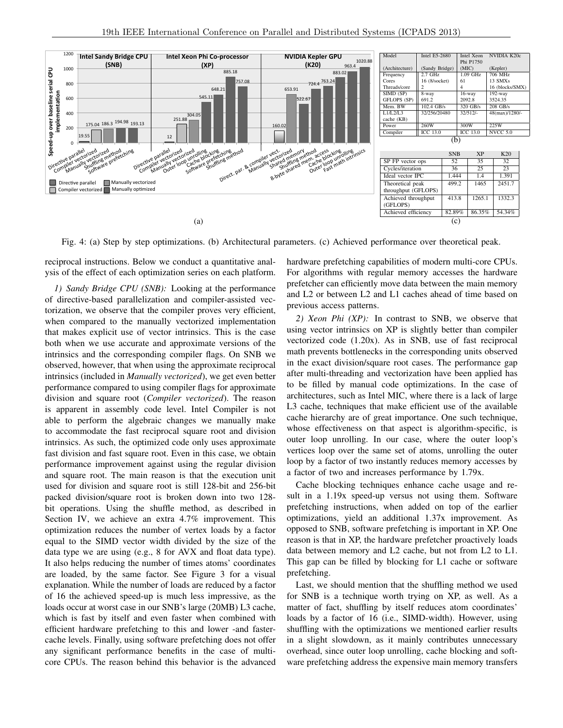| Model | Intel E5-2680 | Intel Xeon Phi P1750 | NVIDIA K20c |
|---|---|---|---|
| (Architecture) | (Sandy Bridge) | (MIC) | (Kepler) |
| Frequency | 2.7 GHz | 1.09 GHz | 706 MHz |
| Cores | 16 (8/socket) | 61 | 13 SMXs |
| Threads/core | 2 | 4 | 16 (blocks/SMX) |
| SIMD (SP) | 8-way | 16-way | 192-way |
| GFLOPS (SP) | 691.2 | 2092.8 | 3524.35 |
| Mem. BW | 102.4 GB/s | 320 GB/s | 208 GB/s |
| L1/L2/L3 cache (KB) | 32/256/20480 | 32/512/- | 48(max)/1280/- |
| Power | 260W | 300W | 225W |
| Compiler | ICC 13.0 | ICC 13.0 | NVCC 5.0 |

(b)

| | SNB | XP | K20 |
|---|---|---|---|
| SP FP vector ops | 52 | 35 | 32 |
| Cycles/iteration | 36 | 25 | 23 |
| Ideal vector IPC | 1.444 | 1.4 | 1.391 |
| Theoretical peak throughput (GFLOPS) | 499.2 | 1465 | 2451.7 |
| Achieved throughput (GFLOPS) | 413.8 | 1265.1 | 1332.3 |
| Achieved efficiency | 82.89% | 86.35% | 54.34% |

(c)

Fig. 4: (a) Step by step optimizations. (b) Architectural parameters. (c) Achieved performance over theoretical peak.

reciprocal instructions. Below we conduct a quantitative analysis of the effect of each optimization series on each platform.

*1) Sandy Bridge CPU (SNB):* Looking at the performance of directive-based parallelization and compiler-assisted vectorization, we observe that the compiler proves very efficient, when compared to the manually vectorized implementation that makes explicit use of vector intrinsics. This is the case both when we use accurate and approximate versions of the intrinsics and the corresponding compiler flags. On SNB we observed, however, that when using the approximate reciprocal intrinsics (included in *Manually vectorized*), we get even better performance compared to using compiler flags for approximate division and square root (*Compiler vectorized*). The reason is apparent in assembly code level. Intel Compiler is not able to perform the algebraic changes we manually make to accommodate the fast reciprocal square root and division intrinsics. As such, the optimized code only uses approximate fast division and fast square root. Even in this case, we obtain performance improvement against using the regular division and square root. The main reason is that the execution unit used for division and square root is still 128-bit and 256-bit packed division/square root is broken down into two 128-bit operations. Using the shuffle method, as described in Section IV, we achieve an extra 4.7% improvement. This optimization reduces the number of vertex loads by a factor equal to the SIMD vector width divided by the size of the data type we are using (e.g., 8 for AVX and float data type). It also helps reducing the number of times atoms' coordinates are loaded, by the same factor. See Figure 3 for a visual explanation. While the number of loads are reduced by a factor of 16 the achieved speed-up is much less impressive, as the loads occur at worst case in our SNB's large (20MB) L3 cache, which is fast by itself and even faster when combined with efficient hardware prefetching to this and lower -and faster-cache levels. Finally, using software prefetching does not offer any significant performance benefits in the case of multi-core CPUs. The reason behind this behavior is the advanced hardware prefetching capabilities of modern multi-core CPUs. For algorithms with regular memory accesses the hardware prefetcher can efficiently move data between the main memory and L2 or between L2 and L1 caches ahead of time based on previous access patterns.

*2) Xeon Phi (XP):* In contrast to SNB, we observe that using vector intrinsics on XP is slightly better than compiler vectorized code (1.20x). As in SNB, use of fast reciprocal math prevents bottlenecks in the corresponding units observed in the exact division/square root cases. The performance gap after multi-threading and vectorization have been applied has to be filled by manual code optimizations. In the case of architectures, such as Intel MIC, where there is a lack of large L3 cache, techniques that make efficient use of the available cache hierarchy are of great importance. One such technique, whose effectiveness on that aspect is algorithm-specific, is outer loop unrolling. In our case, where the outer loop's vertices loop over the same set of atoms, unrolling the outer loop by a factor of two instantly reduces memory accesses by a factor of two and increases performance by 1.79x.

Cache blocking techniques enhance cache usage and result in a 1.19x speed-up versus not using them. Software prefetching instructions, when added on top of the earlier optimizations, yield an additional 1.37x improvement. As opposed to SNB, software prefetching is important in XP. One reason is that in XP, the hardware prefetcher proactively loads data between memory and L2 cache, but not from L2 to L1. This gap can be filled by blocking for L1 cache or software prefetching.

Last, we should mention that the shuffling method we used for SNB is a technique worth trying on XP, as well. As a matter of fact, shuffling by itself reduces atom coordinates' loads by a factor of 16 (i.e., SIMD-width). However, using shuffling with the optimizations we mentioned earlier results in a slight slowdown, as it mainly contributes unnecessary overhead, since outer loop unrolling, cache blocking and software prefetching address the expensive main memory transfers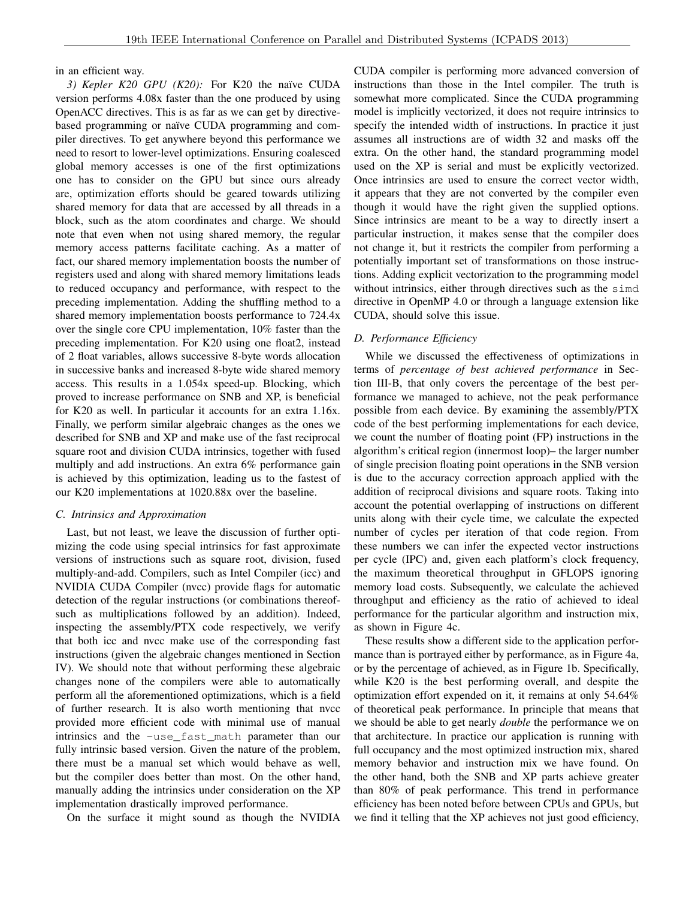in an efficient way.

*3) Kepler K20 GPU (K20):* For K20 the naïve CUDA version performs 4.08x faster than the one produced by using OpenACC directives. This is as far as we can get by directive-based programming or naïve CUDA programming and compiler directives. To get anywhere beyond this performance we need to resort to lower-level optimizations. Ensuring coalesced global memory accesses is one of the first optimizations one has to consider on the GPU but since ours already are, optimization efforts should be geared towards utilizing shared memory for data that are accessed by all threads in a block, such as the atom coordinates and charge. We should note that even when not using shared memory, the regular memory access patterns facilitate caching. As a matter of fact, our shared memory implementation boosts the number of registers used and along with shared memory limitations leads to reduced occupancy and performance, with respect to the preceding implementation. Adding the shuffling method to a shared memory implementation boosts performance to 724.4x over the single core CPU implementation, 10% faster than the preceding implementation. For K20 using one float2, instead of 2 float variables, allows successive 8-byte words allocation in successive banks and increased 8-byte wide shared memory access. This results in a 1.054x speed-up. Blocking, which proved to increase performance on SNB and XP, is beneficial for K20 as well. In particular it accounts for an extra 1.16x. Finally, we perform similar algebraic changes as the ones we described for SNB and XP and make use of the fast reciprocal square root and division CUDA intrinsics, together with fused multiply and add instructions. An extra 6% performance gain is achieved by this optimization, leading us to the fastest of our K20 implementations at 1020.88x over the baseline.

### C. Intrinsics and Approximation

Last, but not least, we leave the discussion of further optimizing the code using special intrinsics for fast approximate versions of instructions such as square root, division, fused multiply-and-add. Compilers, such as Intel Compiler (icc) and NVIDIA CUDA Compiler (nvcc) provide flags for automatic detection of the regular instructions (or combinations thereof-such as multiplications followed by an addition). Indeed, inspecting the assembly/PTX code respectively, we verify that both icc and nvcc make use of the corresponding fast instructions (given the algebraic changes mentioned in Section IV). We should note that without performing these algebraic changes none of the compilers were able to automatically perform all the aforementioned optimizations, which is a field of further research. It is also worth mentioning that nvcc provided more efficient code with minimal use of manual intrinsics and the `-use_fast_math` parameter than our fully intrinsic based version. Given the nature of the problem, there must be a manual set which would behave as well, but the compiler does better than most. On the other hand, manually adding the intrinsics under consideration on the XP implementation drastically improved performance.

On the surface it might sound as though the NVIDIA CUDA compiler is performing more advanced conversion of instructions than those in the Intel compiler. The truth is somewhat more complicated. Since the CUDA programming model is implicitly vectorized, it does not require intrinsics to specify the intended width of instructions. In practice it just assumes all instructions are of width 32 and masks off the extra. On the other hand, the standard programming model used on the XP is serial and must be explicitly vectorized. Once intrinsics are used to ensure the correct vector width, it appears that they are not converted by the compiler even though it would have the right given the supplied options. Since intrinsics are meant to be a way to directly insert a particular instruction, it makes sense that the compiler does not change it, but it restricts the compiler from performing a potentially important set of transformations on those instructions. Adding explicit vectorization to the programming model without intrinsics, either through directives such as the `simd` directive in OpenMP 4.0 or through a language extension like CUDA, should solve this issue.

### D. Performance Efficiency

While we discussed the effectiveness of optimizations in terms of *percentage of best achieved performance* in Section III-B, that only covers the percentage of the best performance we managed to achieve, not the peak performance possible from each device. By examining the assembly/PTX code of the best performing implementations for each device, we count the number of floating point (FP) instructions in the algorithm's critical region (innermost loop)– the larger number of single precision floating point operations in the SNB version is due to the accuracy correction approach applied with the addition of reciprocal divisions and square roots. Taking into account the potential overlapping of instructions on different units along with their cycle time, we calculate the expected number of cycles per iteration of that code region. From these numbers we can infer the expected vector instructions per cycle (IPC) and, given each platform's clock frequency, the maximum theoretical throughput in GFLOPS ignoring memory load costs. Subsequently, we calculate the achieved throughput and efficiency as the ratio of achieved to ideal performance for the particular algorithm and instruction mix, as shown in Figure 4c.

These results show a different side to the application performance than is portrayed either by performance, as in Figure 4a, or by the percentage of achieved, as in Figure 1b. Specifically, while K20 is the best performing overall, and despite the optimization effort expended on it, it remains at only 54.64% of theoretical peak performance. In principle that means that we should be able to get nearly *double* the performance we on that architecture. In practice our application is running with full occupancy and the most optimized instruction mix, shared memory behavior and instruction mix we have found. On the other hand, both the SNB and XP parts achieve greater than 80% of peak performance. This trend in performance efficiency has been noted before between CPUs and GPUs, but we find it telling that the XP achieves not just good efficiency,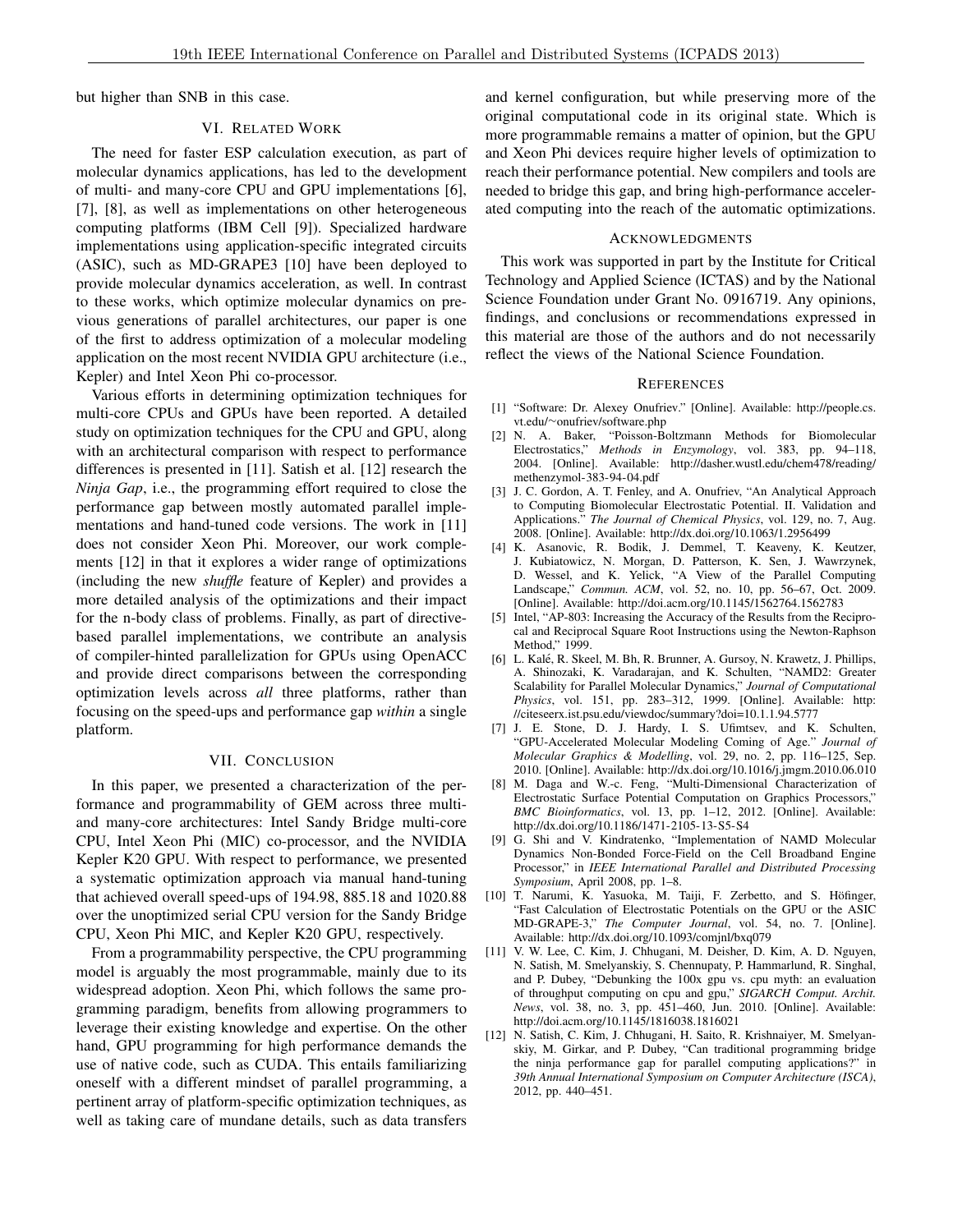but higher than SNB in this case.

## VI. Related Work

The need for faster ESP calculation execution, as part of molecular dynamics applications, has led to the development of multi- and many-core CPU and GPU implementations [6], [7], [8], as well as implementations on other heterogeneous computing platforms (IBM Cell [9]). Specialized hardware implementations using application-specific integrated circuits (ASIC), such as MD-GRAPE3 [10] have been deployed to provide molecular dynamics acceleration, as well. In contrast to these works, which optimize molecular dynamics on previous generations of parallel architectures, our paper is one of the first to address optimization of a molecular modeling application on the most recent NVIDIA GPU architecture (i.e., Kepler) and Intel Xeon Phi co-processor.

Various efforts in determining optimization techniques for multi-core CPUs and GPUs have been reported. A detailed study on optimization techniques for the CPU and GPU, along with an architectural comparison with respect to performance differences is presented in [11]. Satish et al. [12] research the *Ninja Gap*, i.e., the programming effort required to close the performance gap between mostly automated parallel implementations and hand-tuned code versions. The work in [11] does not consider Xeon Phi. Moreover, our work complements [12] in that it explores a wider range of optimizations (including the new *shuffle* feature of Kepler) and provides a more detailed analysis of the optimizations and their impact for the n-body class of problems. Finally, as part of directive-based parallel implementations, we contribute an analysis of compiler-hinted parallelization for GPUs using OpenACC and provide direct comparisons between the corresponding optimization levels across *all* three platforms, rather than focusing on the speed-ups and performance gap *within* a single platform.

## VII. Conclusion

In this paper, we presented a characterization of the performance and programmability of GEM across three multi- and many-core architectures: Intel Sandy Bridge multi-core CPU, Intel Xeon Phi (MIC) co-processor, and the NVIDIA Kepler K20 GPU. With respect to performance, we presented a systematic optimization approach via manual hand-tuning that achieved overall speed-ups of 194.98, 885.18 and 1020.88 over the unoptimized serial CPU version for the Sandy Bridge CPU, Xeon Phi MIC, and Kepler K20 GPU, respectively.

From a programmability perspective, the CPU programming model is arguably the most programmable, mainly due to its widespread adoption. Xeon Phi, which follows the same programming paradigm, benefits from allowing programmers to leverage their existing knowledge and expertise. On the other hand, GPU programming for high performance demands the use of native code, such as CUDA. This entails familiarizing oneself with a different mindset of parallel programming, a pertinent array of platform-specific optimization techniques, as well as taking care of mundane details, such as data transfers and kernel configuration, but while preserving more of the original computational code in its original state. Which is more programmable remains a matter of opinion, but the GPU and Xeon Phi devices require higher levels of optimization to reach their performance potential. New compilers and tools are needed to bridge this gap, and bring high-performance accelerated computing into the reach of the automatic optimizations.

## Acknowledgments

This work was supported in part by the Institute for Critical Technology and Applied Science (ICTAS) and by the National Science Foundation under Grant No. 0916719. Any opinions, findings, and conclusions or recommendations expressed in this material are those of the authors and do not necessarily reflect the views of the National Science Foundation.

## References

[1] "Software: Dr. Alexey Onufriev." [Online]. Available: http://people.cs.vt.edu/~onufriev/software.php

[2] N. A. Baker, "Poisson-Boltzmann Methods for Biomolecular Electrostatics," *Methods in Enzymology*, vol. 383, pp. 94–118, 2004. [Online]. Available: http://dasher.wustl.edu/chem478/reading/methenzymol-383-94-04.pdf

[3] J. C. Gordon, A. T. Fenley, and A. Onufriev, "An Analytical Approach to Computing Biomolecular Electrostatic Potential. II. Validation and Applications." *The Journal of Chemical Physics*, vol. 129, no. 7, Aug. 2008. [Online]. Available: http://dx.doi.org/10.1063/1.2956499

[4] K. Asanovic, R. Bodik, J. Demmel, T. Keaveny, K. Keutzer, J. Kubiatowicz, N. Morgan, D. Patterson, K. Sen, J. Wawrzynek, D. Wessel, and K. Yelick, "A View of the Parallel Computing Landscape," *Commun. ACM*, vol. 52, no. 10, pp. 56–67, Oct. 2009. [Online]. Available: http://doi.acm.org/10.1145/1562764.1562783

[5] Intel, "AP-803: Increasing the Accuracy of the Results from the Reciprocal and Reciprocal Square Root Instructions using the Newton-Raphson Method," 1999.

[6] L. Kalé, R. Skeel, M. Bh, R. Brunner, A. Gursoy, N. Krawetz, J. Phillips, A. Shinozaki, K. Varadarajan, and K. Schulten, "NAMD2: Greater Scalability for Parallel Molecular Dynamics," *Journal of Computational Physics*, vol. 151, pp. 283–312, 1999. [Online]. Available: http://citeseerx.ist.psu.edu/viewdoc/summary?doi=10.1.1.94.5777

[7] J. E. Stone, D. J. Hardy, I. S. Ufimtsev, and K. Schulten, "GPU-Accelerated Molecular Modeling Coming of Age." *Journal of Molecular Graphics & Modelling*, vol. 29, no. 2, pp. 116–125, Sep. 2010. [Online]. Available: http://dx.doi.org/10.1016/j.jmgm.2010.06.010

[8] M. Daga and W.-c. Feng, "Multi-Dimensional Characterization of Electrostatic Surface Potential Computation on Graphics Processors," *BMC Bioinformatics*, vol. 13, pp. 1–12, 2012. [Online]. Available: http://dx.doi.org/10.1186/1471-2105-13-S5-S4

[9] G. Shi and V. Kindratenko, "Implementation of NAMD Molecular Dynamics Non-Bonded Force-Field on the Cell Broadband Engine Processor," in *IEEE International Parallel and Distributed Processing Symposium*, April 2008, pp. 1–8.

[10] T. Narumi, K. Yasuoka, M. Taiji, F. Zerbetto, and S. Höfinger, "Fast Calculation of Electrostatic Potentials on the GPU or the ASIC MD-GRAPE-3," *The Computer Journal*, vol. 54, no. 7. [Online]. Available: http://dx.doi.org/10.1093/comjnl/bxq079

[11] V. W. Lee, C. Kim, J. Chhugani, M. Deisher, D. Kim, A. D. Nguyen, N. Satish, M. Smelyanskiy, S. Chennupaty, P. Hammarlund, R. Singhal, and P. Dubey, "Debunking the 100x gpu vs. cpu myth: an evaluation of throughput computing on cpu and gpu," *SIGARCH Comput. Archit. News*, vol. 38, no. 3, pp. 451–460, Jun. 2010. [Online]. Available: http://doi.acm.org/10.1145/1816038.1816021

[12] N. Satish, C. Kim, J. Chhugani, H. Saito, R. Krishnaiyer, M. Smelyanskiy, M. Girkar, and P. Dubey, "Can traditional programming bridge the ninja performance gap for parallel computing applications?" in *39th Annual International Symposium on Computer Architecture (ISCA)*, 2012, pp. 440–451.